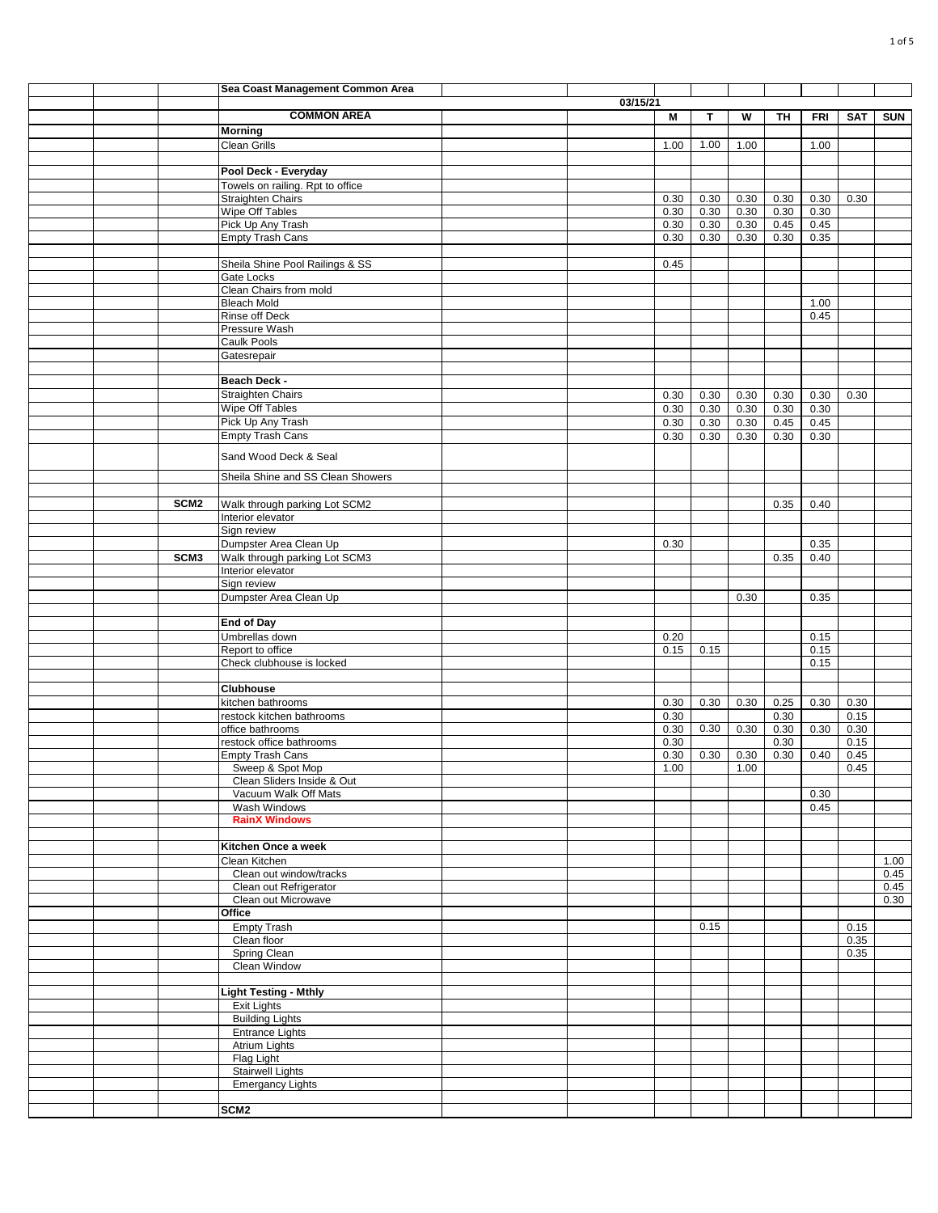| | | | Sea Coast Management Common Area | | | | | | | | | |
|---|---|---|---|---|---|---|---|---|---|---|---|---|
| | | | | | 03/15/21 | | | | | | | |
| | | | COMMON AREA | | | M | T | W | TH | FRI | SAT | SUN |
| | | | **Morning** | | | | | | | | | |
| | | | Clean Grills | | | 1.00 | 1.00 | 1.00 | | 1.00 | | |
| | | | | | | | | | | | | |
| | | | **Pool Deck - Everyday** | | | | | | | | | |
| | | | Towels on railing. Rpt to office | | | | | | | | | |
| | | | Straighten Chairs | | | 0.30 | 0.30 | 0.30 | 0.30 | 0.30 | 0.30 | |
| | | | Wipe Off Tables | | | 0.30 | 0.30 | 0.30 | 0.30 | 0.30 | | |
| | | | Pick Up Any Trash | | | 0.30 | 0.30 | 0.30 | 0.45 | 0.45 | | |
| | | | Empty Trash Cans | | | 0.30 | 0.30 | 0.30 | 0.30 | 0.35 | | |
| | | | | | | | | | | | | |
| | | | Sheila Shine Pool Railings & SS | | | 0.45 | | | | | | |
| | | | Gate Locks | | | | | | | | | |
| | | | Clean Chairs from mold | | | | | | | | | |
| | | | Bleach Mold | | | | | | | 1.00 | | |
| | | | Rinse off Deck | | | | | | | 0.45 | | |
| | | | Pressure Wash | | | | | | | | | |
| | | | Caulk Pools | | | | | | | | | |
| | | | Gatesrepair | | | | | | | | | |
| | | | | | | | | | | | | |
| | | | **Beach Deck -** | | | | | | | | | |
| | | | Straighten Chairs | | | 0.30 | 0.30 | 0.30 | 0.30 | 0.30 | 0.30 | |
| | | | Wipe Off Tables | | | 0.30 | 0.30 | 0.30 | 0.30 | 0.30 | | |
| | | | Pick Up Any Trash | | | 0.30 | 0.30 | 0.30 | 0.45 | 0.45 | | |
| | | | Empty Trash Cans | | | 0.30 | 0.30 | 0.30 | 0.30 | 0.30 | | |
| | | | Sand Wood Deck & Seal | | | | | | | | | |
| | | | Sheila Shine and SS Clean Showers | | | | | | | | | |
| | | | | | | | | | | | | |
| | | **SCM2** | Walk through parking Lot SCM2 | | | | | | 0.35 | 0.40 | | |
| | | | Interior elevator | | | | | | | | | |
| | | | Sign review | | | | | | | | | |
| | | | Dumpster Area Clean Up | | | 0.30 | | | | 0.35 | | |
| | | **SCM3** | Walk through parking Lot SCM3 | | | | | | 0.35 | 0.40 | | |
| | | | Interior elevator | | | | | | | | | |
| | | | Sign review | | | | | | | | | |
| | | | Dumpster Area Clean Up | | | | | 0.30 | | 0.35 | | |
| | | | | | | | | | | | | |
| | | | **End of Day** | | | | | | | | | |
| | | | Umbrellas down | | | 0.20 | | | | 0.15 | | |
| | | | Report to office | | | 0.15 | 0.15 | | | 0.15 | | |
| | | | Check clubhouse is locked | | | | | | | 0.15 | | |
| | | | | | | | | | | | | |
| | | | **Clubhouse** | | | | | | | | | |
| | | | kitchen bathrooms | | | 0.30 | 0.30 | 0.30 | 0.25 | 0.30 | 0.30 | |
| | | | restock kitchen bathrooms | | | 0.30 | | | 0.30 | | 0.15 | |
| | | | office bathrooms | | | 0.30 | 0.30 | 0.30 | 0.30 | 0.30 | 0.30 | |
| | | | restock office bathrooms | | | 0.30 | | | 0.30 | | 0.15 | |
| | | | Empty Trash Cans | | | 0.30 | 0.30 | 0.30 | 0.30 | 0.40 | 0.45 | |
| | | | Sweep & Spot Mop | | | 1.00 | | 1.00 | | | 0.45 | |
| | | | Clean Sliders Inside & Out | | | | | | | | | |
| | | | Vacuum Walk Off Mats | | | | | | | 0.30 | | |
| | | | Wash Windows | | | | | | | 0.45 | | |
| | | | **RainX Windows** | | | | | | | | | |
| | | | | | | | | | | | | |
| | | | **Kitchen Once a week** | | | | | | | | | |
| | | | Clean Kitchen | | | | | | | | | 1.00 |
| | | | Clean out window/tracks | | | | | | | | | 0.45 |
| | | | Clean out Refrigerator | | | | | | | | | 0.45 |
| | | | Clean out Microwave | | | | | | | | | 0.30 |
| | | | **Office** | | | | | | | | | |
| | | | Empty Trash | | | | 0.15 | | | | 0.15 | |
| | | | Clean floor | | | | | | | | 0.35 | |
| | | | Spring Clean | | | | | | | | 0.35 | |
| | | | Clean Window | | | | | | | | | |
| | | | | | | | | | | | | |
| | | | **Light Testing - Mthly** | | | | | | | | | |
| | | | Exit Lights | | | | | | | | | |
| | | | Building Lights | | | | | | | | | |
| | | | Entrance Lights | | | | | | | | | |
| | | | Atrium Lights | | | | | | | | | |
| | | | Flag Light | | | | | | | | | |
| | | | Stairwell Lights | | | | | | | | | |
| | | | Emergancy Lights | | | | | | | | | |
| | | | | | | | | | | | | |
| | | | **SCM2** | | | | | | | | | |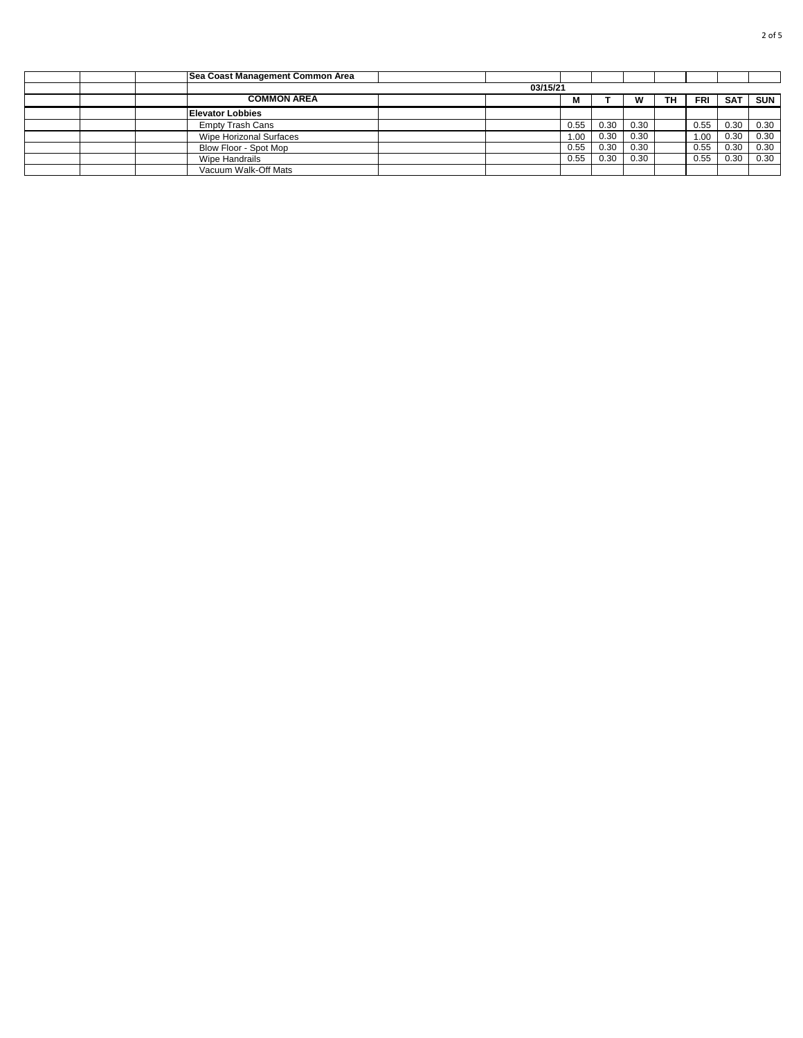| | | | Sea Coast Management Common Area | | | | | | | | | |
|---|---|---|---|---|---|---|---|---|---|---|---|---|
| | | | | | 03/15/21 | | | | | | | |
| | | | COMMON AREA | | | M | T | W | TH | FRI | SAT | SUN |
| | | | **Elevator Lobbies** | | | | | | | | | |
| | | | Empty Trash Cans | | | 0.55 | 0.30 | 0.30 | | 0.55 | 0.30 | 0.30 |
| | | | Wipe Horizonal Surfaces | | | 1.00 | 0.30 | 0.30 | | 1.00 | 0.30 | 0.30 |
| | | | Blow Floor - Spot Mop | | | 0.55 | 0.30 | 0.30 | | 0.55 | 0.30 | 0.30 |
| | | | Wipe Handrails | | | 0.55 | 0.30 | 0.30 | | 0.55 | 0.30 | 0.30 |
| | | | Vacuum Walk-Off Mats | | | | | | | | | |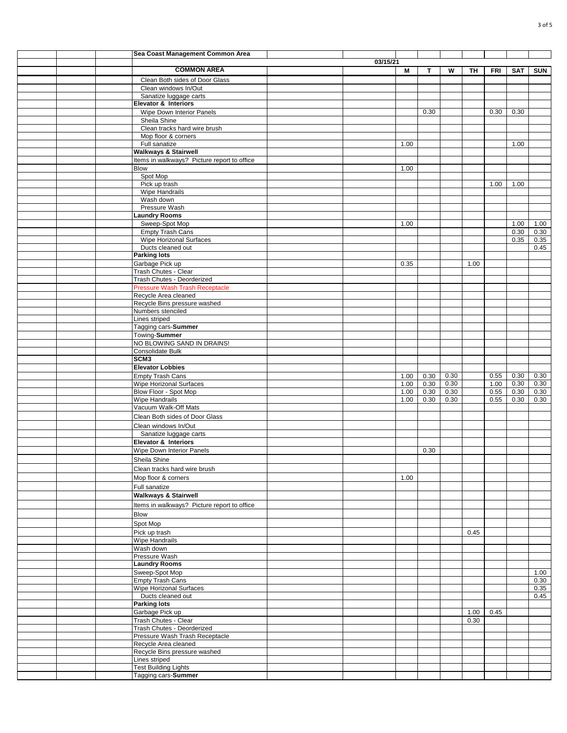| Sea Coast Management Common Area | | | | | | | | |
|---|---|---|---|---|---|---|---|---|
| | 03/15/21 | | | | | | | |
| **COMMON AREA** | | M | T | W | TH | FRI | SAT | SUN |
| Clean Both sides of Door Glass | | | | | | | | |
| Clean windows In/Out | | | | | | | | |
| Sanatize luggage carts | | | | | | | | |
| **Elevator & Interiors** | | | | | | | | |
| Wipe Down Interior Panels | | | 0.30 | | | 0.30 | 0.30 | |
| Sheila Shine | | | | | | | | |
| Clean tracks hard wire brush | | | | | | | | |
| Mop floor & corners | | | | | | | | |
| Full sanatize | | 1.00 | | | | | 1.00 | |
| **Walkways & Stairwell** | | | | | | | | |
| Items in walkways? Picture report to office | | | | | | | | |
| Blow | | 1.00 | | | | | | |
| Spot Mop | | | | | | | | |
| Pick up trash | | | | | | 1.00 | 1.00 | |
| Wipe Handrails | | | | | | | | |
| Wash down | | | | | | | | |
| Pressure Wash | | | | | | | | |
| **Laundry Rooms** | | | | | | | | |
| Sweep-Spot Mop | | 1.00 | | | | | 1.00 | 1.00 |
| Empty Trash Cans | | | | | | | 0.30 | 0.30 |
| Wipe Horizonal Surfaces | | | | | | | 0.35 | 0.35 |
| Ducts cleaned out | | | | | | | | 0.45 |
| **Parking lots** | | | | | | | | |
| Garbage Pick up | | 0.35 | | | 1.00 | | | |
| Trash Chutes - Clear | | | | | | | | |
| Trash Chutes - Deorderized | | | | | | | | |
| Pressure Wash Trash Receptacle | | | | | | | | |
| Recycle Area cleaned | | | | | | | | |
| Recycle Bins pressure washed | | | | | | | | |
| Numbers stenciled | | | | | | | | |
| Lines striped | | | | | | | | |
| Tagging cars-**Summer** | | | | | | | | |
| Towing-**Summer** | | | | | | | | |
| NO BLOWING SAND IN DRAINS! | | | | | | | | |
| Consolidate Bulk | | | | | | | | |
| **SCM3** | | | | | | | | |
| **Elevator Lobbies** | | | | | | | | |
| Empty Trash Cans | | 1.00 | 0.30 | 0.30 | | 0.55 | 0.30 | 0.30 |
| Wipe Horizonal Surfaces | | 1.00 | 0.30 | 0.30 | | 1.00 | 0.30 | 0.30 |
| Blow Floor - Spot Mop | | 1.00 | 0.30 | 0.30 | | 0.55 | 0.30 | 0.30 |
| Wipe Handrails | | 1.00 | 0.30 | 0.30 | | 0.55 | 0.30 | 0.30 |
| Vacuum Walk-Off Mats | | | | | | | | |
| Clean Both sides of Door Glass | | | | | | | | |
| Clean windows In/Out | | | | | | | | |
| Sanatize luggage carts | | | | | | | | |
| **Elevator & Interiors** | | | | | | | | |
| Wipe Down Interior Panels | | | 0.30 | | | | | |
| Sheila Shine | | | | | | | | |
| Clean tracks hard wire brush | | | | | | | | |
| Mop floor & corners | | 1.00 | | | | | | |
| Full sanatize | | | | | | | | |
| **Walkways & Stairwell** | | | | | | | | |
| Items in walkways? Picture report to office | | | | | | | | |
| Blow | | | | | | | | |
| Spot Mop | | | | | | | | |
| Pick up trash | | | | | 0.45 | | | |
| Wipe Handrails | | | | | | | | |
| Wash down | | | | | | | | |
| Pressure Wash | | | | | | | | |
| **Laundry Rooms** | | | | | | | | |
| Sweep-Spot Mop | | | | | | | | 1.00 |
| Empty Trash Cans | | | | | | | | 0.30 |
| Wipe Horizonal Surfaces | | | | | | | | 0.35 |
| Ducts cleaned out | | | | | | | | 0.45 |
| **Parking lots** | | | | | | | | |
| Garbage Pick up | | | | | 1.00 | 0.45 | | |
| Trash Chutes - Clear | | | | | 0.30 | | | |
| Trash Chutes - Deorderized | | | | | | | | |
| Pressure Wash Trash Receptacle | | | | | | | | |
| Recycle Area cleaned | | | | | | | | |
| Recycle Bins pressure washed | | | | | | | | |
| Lines striped | | | | | | | | |
| Test Building Lights | | | | | | | | |
| Tagging cars-**Summer** | | | | | | | | |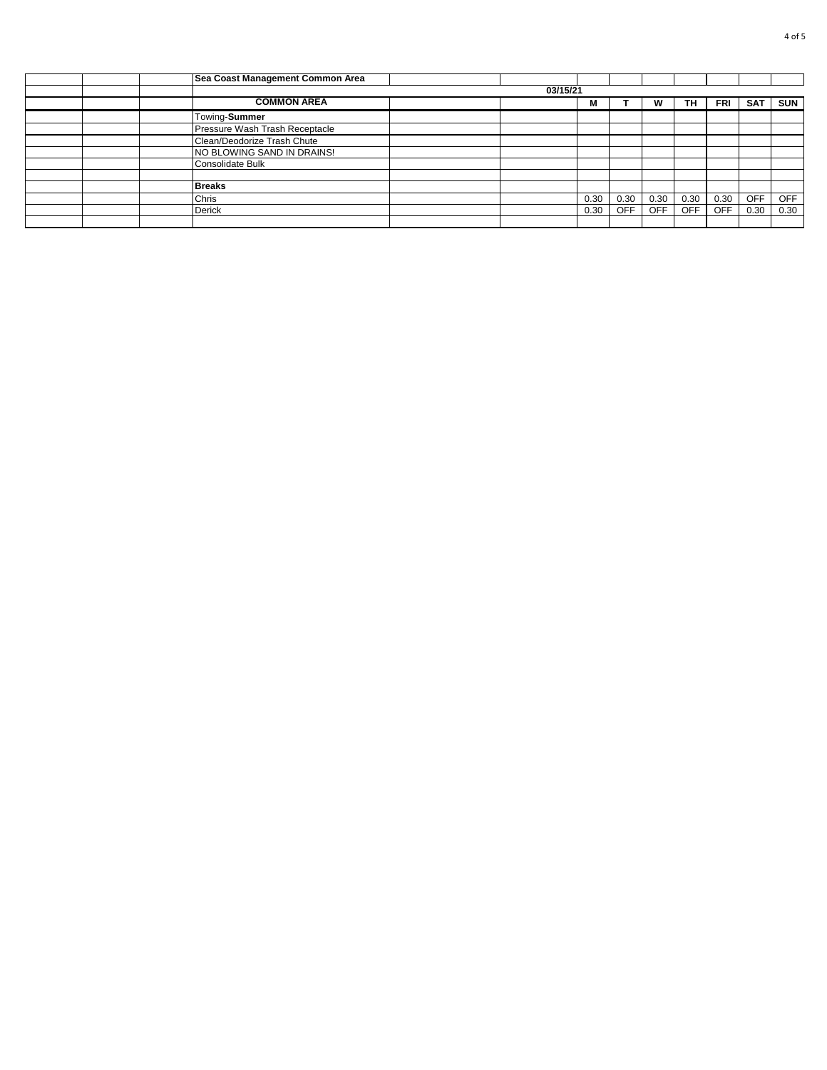| | | | Sea Coast Management Common Area | | | | | | | | | |
|---|---|---|---|---|---|---|---|---|---|---|---|---|
| | | | | | 03/15/21 | | | | | | | |
| | | | **COMMON AREA** | | | **M** | **T** | **W** | **TH** | **FRI** | **SAT** | **SUN** |
| | | | Towing-**Summer** | | | | | | | | | |
| | | | Pressure Wash Trash Receptacle | | | | | | | | | |
| | | | Clean/Deodorize Trash Chute | | | | | | | | | |
| | | | NO BLOWING SAND IN DRAINS! | | | | | | | | | |
| | | | Consolidate Bulk | | | | | | | | | |
| | | | | | | | | | | | | |
| | | | **Breaks** | | | | | | | | | |
| | | | Chris | | | 0.30 | 0.30 | 0.30 | 0.30 | 0.30 | OFF | OFF |
| | | | Derick | | | 0.30 | OFF | OFF | OFF | OFF | 0.30 | 0.30 |
| | | | | | | | | | | | | |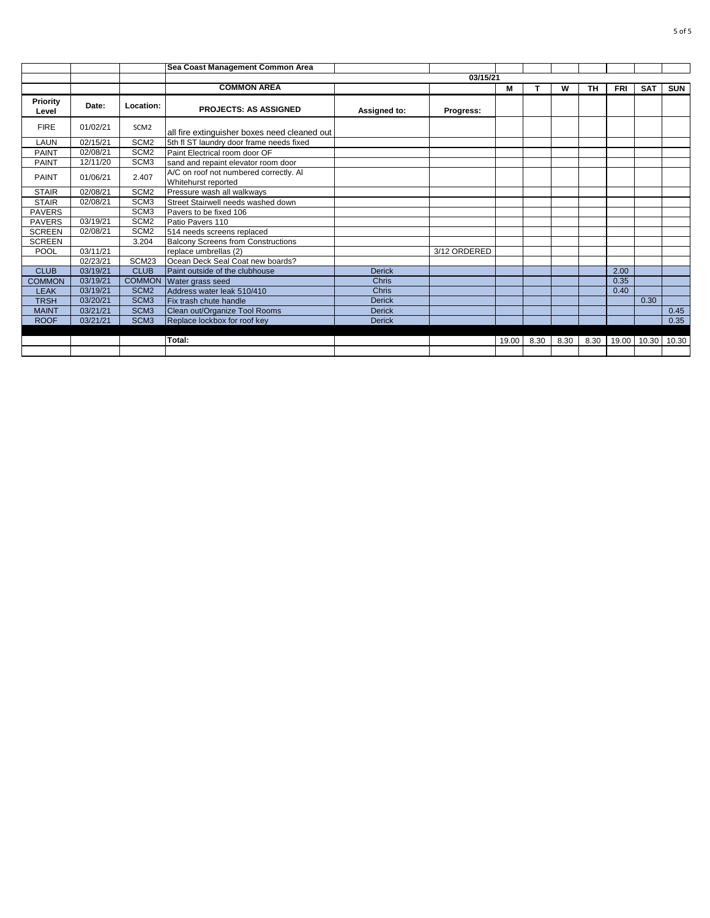| | | | | | | | | | | | | |
|---|---|---|---|---|---|---|---|---|---|---|---|---|
| | | | **Sea Coast Management Common Area** | | | | | | | | | |
| | | | | | **03/15/21** | | | | | | | |
| | | | **COMMON AREA** | | | **M** | **T** | **W** | **TH** | **FRI** | **SAT** | **SUN** |
| **Priority Level** | **Date:** | **Location:** | **PROJECTS: AS ASSIGNED** | **Assigned to:** | **Progress:** | | | | | | | |
| FIRE | 01/02/21 | SCM2 | all fire extinguisher boxes need cleaned out | | | | | | | | | |
| LAUN | 02/15/21 | SCM2 | 5th fl ST laundry door frame needs fixed | | | | | | | | | |
| PAINT | 02/08/21 | SCM2 | Paint Electrical room door OF | | | | | | | | | |
| PAINT | 12/11/20 | SCM3 | sand and repaint elevator room door | | | | | | | | | |
| PAINT | 01/06/21 | 2.407 | A/C on roof not numbered correctly. Al Whitehurst reported | | | | | | | | | |
| STAIR | 02/08/21 | SCM2 | Pressure wash all walkways | | | | | | | | | |
| STAIR | 02/08/21 | SCM3 | Street Stairwell needs washed down | | | | | | | | | |
| PAVERS | | SCM3 | Pavers to be fixed 106 | | | | | | | | | |
| PAVERS | 03/19/21 | SCM2 | Patio Pavers 110 | | | | | | | | | |
| SCREEN | 02/08/21 | SCM2 | 514 needs screens replaced | | | | | | | | | |
| SCREEN | | 3.204 | Balcony Screens from Constructions | | | | | | | | | |
| POOL | 03/11/21 | | replace umbrellas (2) | | 3/12 ORDERED | | | | | | | |
| | 02/23/21 | SCM23 | Ocean Deck Seal Coat new boards? | | | | | | | | | |
| CLUB | 03/19/21 | CLUB | Paint outside of the clubhouse | Derick | | | | | | 2.00 | | |
| COMMON | 03/19/21 | COMMON | Water grass seed | Chris | | | | | | 0.35 | | |
| LEAK | 03/19/21 | SCM2 | Address water leak 510/410 | Chris | | | | | | 0.40 | | |
| TRSH | 03/20/21 | SCM3 | Fix trash chute handle | Derick | | | | | | | 0.30 | |
| MAINT | 03/21/21 | SCM3 | Clean out/Organize Tool Rooms | Derick | | | | | | | | 0.45 |
| ROOF | 03/21/21 | SCM3 | Replace lockbox for roof key | Derick | | | | | | | | 0.35 |
| | | | | | | | | | | | | |
| | | | **Total:** | | | 19.00 | 8.30 | 8.30 | 8.30 | 19.00 | 10.30 | 10.30 |